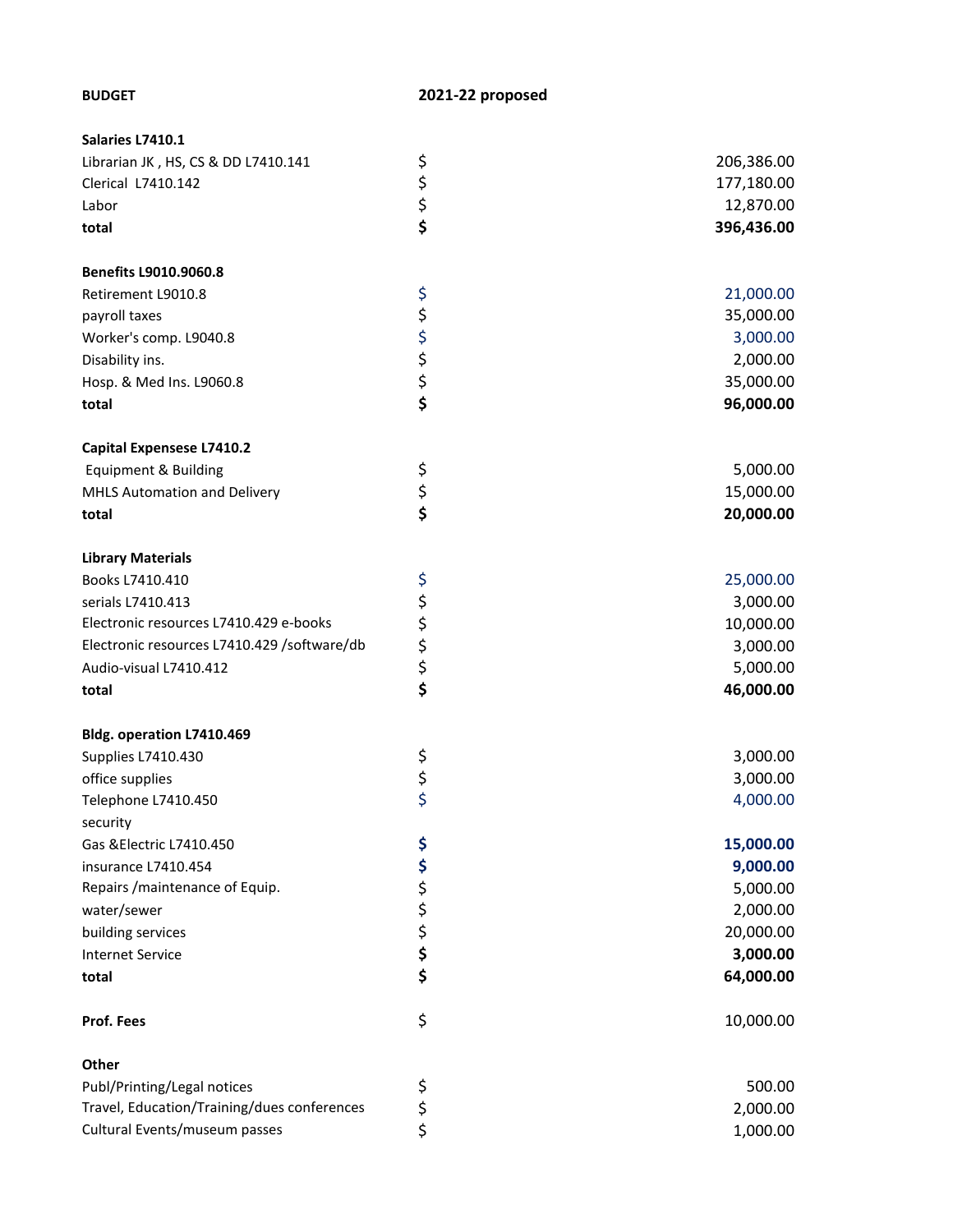| BUDGET | 2021-22 proposed | |
|---|---|---|
| **Salaries L7410.1** | | |
| Librarian JK , HS, CS & DD L7410.141 | $ | 206,386.00 |
| Clerical L7410.142 | $ | 177,180.00 |
| Labor | $ | 12,870.00 |
| **total** | **$** | **396,436.00** |
| **Benefits L9010.9060.8** | | |
| Retirement L9010.8 | $ | 21,000.00 |
| payroll taxes | $ | 35,000.00 |
| Worker's comp. L9040.8 | $ | 3,000.00 |
| Disability ins. | $ | 2,000.00 |
| Hosp. & Med Ins. L9060.8 | $ | 35,000.00 |
| **total** | **$** | **96,000.00** |
| **Capital Expensese L7410.2** | | |
| Equipment & Building | $ | 5,000.00 |
| MHLS Automation and Delivery | $ | 15,000.00 |
| **total** | **$** | **20,000.00** |
| **Library Materials** | | |
| Books L7410.410 | $ | 25,000.00 |
| serials L7410.413 | $ | 3,000.00 |
| Electronic resources L7410.429 e-books | $ | 10,000.00 |
| Electronic resources L7410.429 /software/db | $ | 3,000.00 |
| Audio-visual L7410.412 | $ | 5,000.00 |
| **total** | **$** | **46,000.00** |
| **Bldg. operation L7410.469** | | |
| Supplies L7410.430 | $ | 3,000.00 |
| office supplies | $ | 3,000.00 |
| Telephone L7410.450 | $ | 4,000.00 |
| security | | |
| Gas &Electric L7410.450 | **$** | **15,000.00** |
| insurance L7410.454 | **$** | **9,000.00** |
| Repairs /maintenance of Equip. | $ | 5,000.00 |
| water/sewer | $ | 2,000.00 |
| building services | $ | 20,000.00 |
| Internet Service | **$** | **3,000.00** |
| **total** | **$** | **64,000.00** |
| **Prof. Fees** | $ | 10,000.00 |
| **Other** | | |
| Publ/Printing/Legal notices | $ | 500.00 |
| Travel, Education/Training/dues conferences | $ | 2,000.00 |
| Cultural Events/museum passes | $ | 1,000.00 |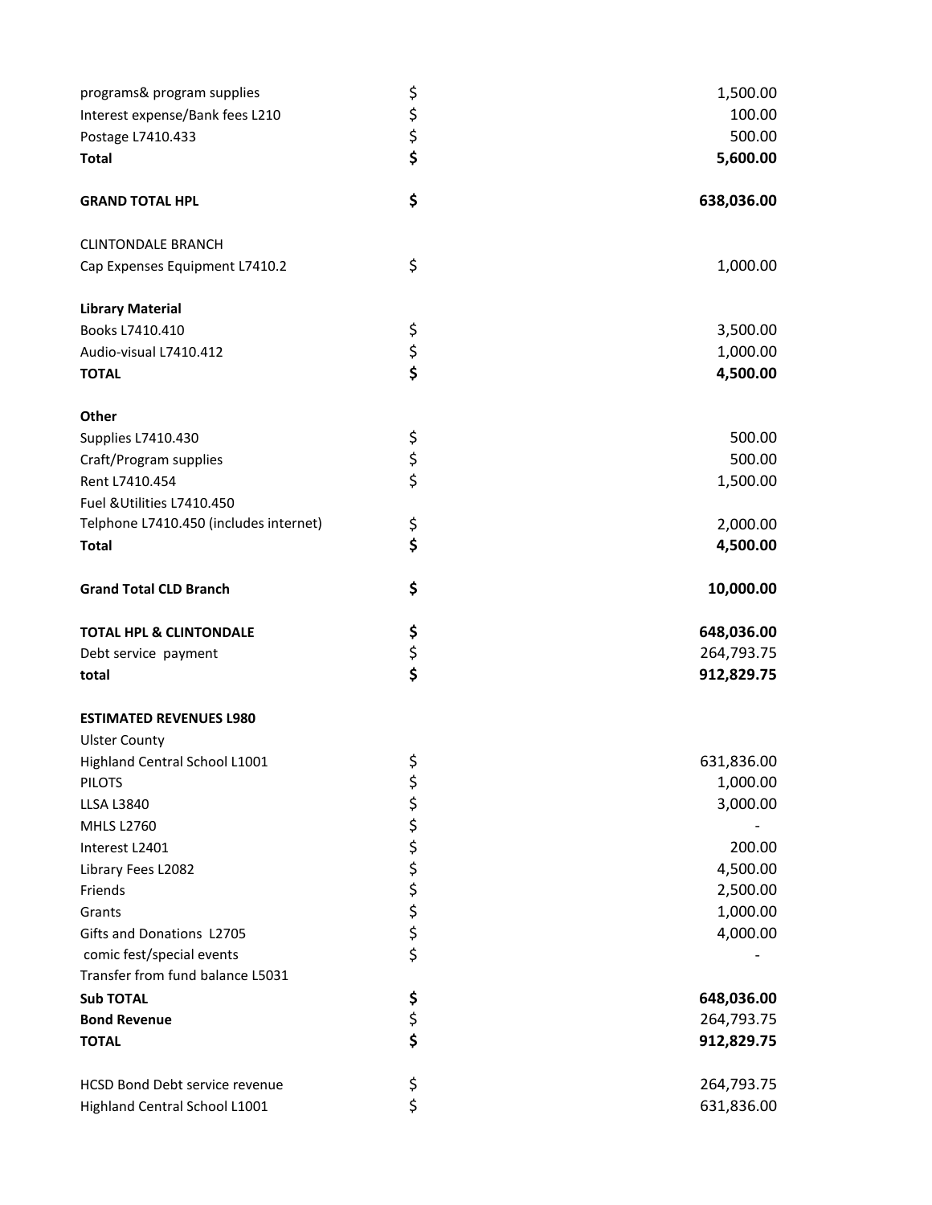| | | |
|---|---|---|
| programs& program supplies | $ | 1,500.00 |
| Interest expense/Bank fees L210 | $ | 100.00 |
| Postage L7410.433 | $ | 500.00 |
| **Total** | **$** | **5,600.00** |
| | | |
| **GRAND TOTAL HPL** | **$** | **638,036.00** |
| | | |
| CLINTONDALE BRANCH | | |
| Cap Expenses Equipment L7410.2 | $ | 1,000.00 |
| | | |
| **Library Material** | | |
| Books L7410.410 | $ | 3,500.00 |
| Audio-visual L7410.412 | $ | 1,000.00 |
| **TOTAL** | **$** | **4,500.00** |
| | | |
| **Other** | | |
| Supplies L7410.430 | $ | 500.00 |
| Craft/Program supplies | $ | 500.00 |
| Rent L7410.454 | $ | 1,500.00 |
| Fuel &Utilities L7410.450 | | |
| Telphone L7410.450 (includes internet) | $ | 2,000.00 |
| **Total** | **$** | **4,500.00** |
| | | |
| **Grand Total CLD Branch** | **$** | **10,000.00** |
| | | |
| **TOTAL HPL & CLINTONDALE** | **$** | **648,036.00** |
| Debt service payment | $ | 264,793.75 |
| **total** | **$** | **912,829.75** |
| | | |
| **ESTIMATED REVENUES L980** | | |
| Ulster County | | |
| Highland Central School L1001 | $ | 631,836.00 |
| PILOTS | $ | 1,000.00 |
| LLSA L3840 | $ | 3,000.00 |
| MHLS L2760 | $ | - |
| Interest L2401 | $ | 200.00 |
| Library Fees L2082 | $ | 4,500.00 |
| Friends | $ | 2,500.00 |
| Grants | $ | 1,000.00 |
| Gifts and Donations L2705 | $ | 4,000.00 |
| comic fest/special events | $ | - |
| Transfer from fund balance L5031 | | |
| **Sub TOTAL** | **$** | **648,036.00** |
| **Bond Revenue** | **$** | 264,793.75 |
| **TOTAL** | **$** | **912,829.75** |
| | | |
| HCSD Bond Debt service revenue | $ | 264,793.75 |
| Highland Central School L1001 | $ | 631,836.00 |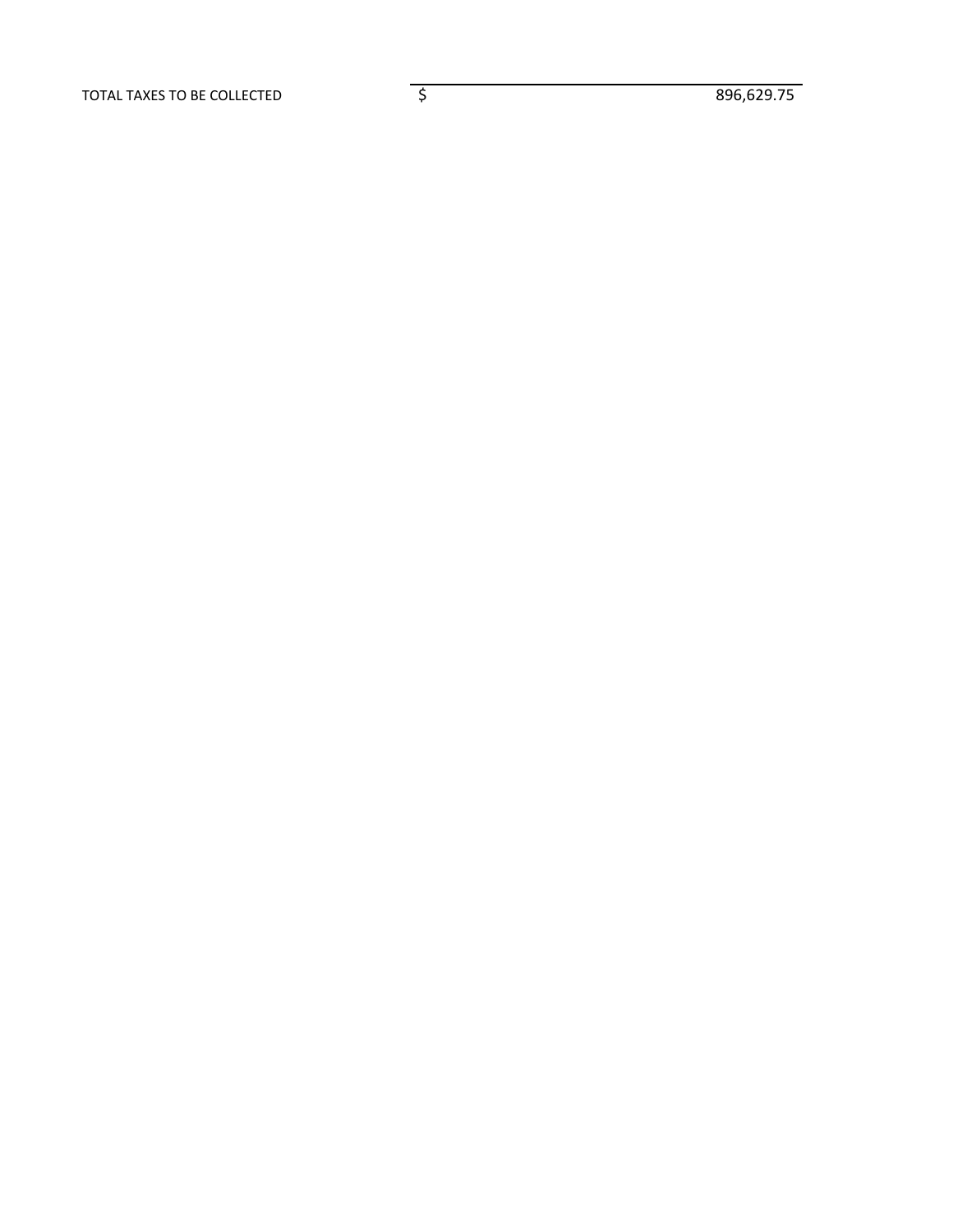| | | |
|---|---|---|
| TOTAL TAXES TO BE COLLECTED | $ | 896,629.75 |